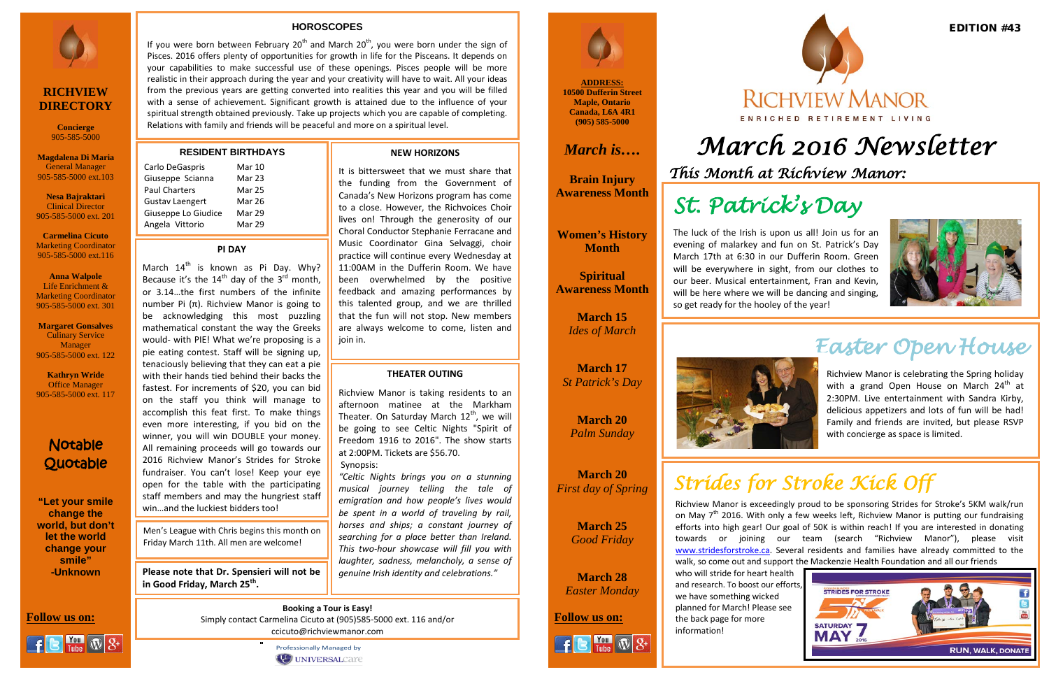## RICHVIEW DIRECTORY

**Concierge**
905-585-5000

**Magdalena Di Maria**
General Manager
905-585-5000 ext.103

**Nesa Bajraktari**
Clinical Director
905-585-5000 ext. 201

**Carmelina Cicuto**
Marketing Coordinator
905-585-5000 ext.116

**Anna Walpole**
Life Enrichment & Marketing Coordinator
905-585-5000 ext. 301

**Margaret Gonsalves**
Culinary Service Manager
905-585-5000 ext. 122

**Kathryn Wride**
Office Manager
905-585-5000 ext. 117

### Notable Quotable

**"Let your smile change the world, but don't let the world change your smile"**
**-Unknown**

**Follow us on:**

## HOROSCOPES

If you were born between February 20th and March 20th, you were born under the sign of Pisces. 2016 offers plenty of opportunities for growth in life for the Pisceans. It depends on your capabilities to make successful use of these openings. Pisces people will be more realistic in their approach during the year and your creativity will have to wait. All your ideas from the previous years are getting converted into realities this year and you will be filled with a sense of achievement. Significant growth is attained due to the influence of your spiritual strength obtained previously. Take up projects which you are capable of completing. Relations with family and friends will be peaceful and more on a spiritual level.

## RESIDENT BIRTHDAYS

| | |
|---|---|
| Carlo DeGaspris | Mar 10 |
| Giuseppe Scianna | Mar 23 |
| Paul Charters | Mar 25 |
| Gustav Laengert | Mar 26 |
| Giuseppe Lo Giudice | Mar 29 |
| Angela Vittorio | Mar 29 |

## PI DAY

March 14th is known as Pi Day. Why? Because it's the 14th day of the 3rd month, or 3.14…the first numbers of the infinite number Pi (π). Richview Manor is going to be acknowledging this most puzzling mathematical constant the way the Greeks would- with PIE! What we're proposing is a pie eating contest. Staff will be signing up, tenaciously believing that they can eat a pie with their hands tied behind their backs the fastest. For increments of $20, you can bid on the staff you think will manage to accomplish this feat first. To make things even more interesting, if you bid on the winner, you will win DOUBLE your money. All remaining proceeds will go towards our 2016 Richview Manor's Strides for Stroke fundraiser. You can't lose! Keep your eye open for the table with the participating staff members and may the hungriest staff win…and the luckiest bidders too!

Men's League with Chris begins this month on Friday March 11th. All men are welcome!

**Please note that Dr. Spensieri will not be in Good Friday, March 25th.**

## NEW HORIZONS

It is bittersweet that we must share that the funding from the Government of Canada's New Horizons program has come to a close. However, the Richvoices Choir lives on! Through the generosity of our Choral Conductor Stephanie Ferracane and Music Coordinator Gina Selvaggi, choir practice will continue every Wednesday at 11:00AM in the Dufferin Room. We have been overwhelmed by the positive feedback and amazing performances by this talented group, and we are thrilled that the fun will not stop. New members are always welcome to come, listen and join in.

## THEATER OUTING

Richview Manor is taking residents to an afternoon matinee at the Markham Theater. On Saturday March 12th, we will be going to see Celtic Nights "Spirit of Freedom 1916 to 2016". The show starts at 2:00PM. Tickets are $56.70.

Synopsis:

*"Celtic Nights brings you on a stunning musical journey telling the tale of emigration and how people's lives would be spent in a world of traveling by rail, horses and ships; a constant journey of searching for a place better than Ireland. This two-hour showcase will fill you with laughter, sadness, melancholy, a sense of genuine Irish identity and celebrations."*

**Booking a Tour is Easy!**
Simply contact Carmelina Cicuto at (905)585-5000 ext. 116 and/or ccicuto@richviewmanor.com

Professionally Managed by UNIVERSALcare

**ADDRESS:**
**10500 Dufferin Street**
**Maple, Ontario**
**Canada, L6A 4R1**
**(905) 585-5000**

### *March is….*

**Brain Injury Awareness Month**

**Women's History Month**

**Spiritual Awareness Month**

**March 15**
*Ides of March*

**March 17**
*St Patrick's Day*

**March 20**
*Palm Sunday*

**March 20**
*First day of Spring*

**March 25**
*Good Friday*

**March 28**
*Easter Monday*

**Follow us on:**

**EDITION #43**

RICHVIEW MANOR
ENRICHED RETIREMENT LIVING

# *March 2016 Newsletter*

## *This Month at Richview Manor:*

## *St. Patrick's Day*

The luck of the Irish is upon us all! Join us for an evening of malarkey and fun on St. Patrick's Day March 17th at 6:30 in our Dufferin Room. Green will be everywhere in sight, from our clothes to our beer. Musical entertainment, Fran and Kevin, will be here where we will be dancing and singing, so get ready for the hooley of the year!

## *Easter Open House*

Richview Manor is celebrating the Spring holiday with a grand Open House on March 24th at 2:30PM. Live entertainment with Sandra Kirby, delicious appetizers and lots of fun will be had! Family and friends are invited, but please RSVP with concierge as space is limited.

## *Strides for Stroke Kick Off*

Richview Manor is exceedingly proud to be sponsoring Strides for Stroke's 5KM walk/run on May 7th 2016. With only a few weeks left, Richview Manor is putting our fundraising efforts into high gear! Our goal of 50K is within reach! If you are interested in donating towards or joining our team (search "Richview Manor"), please visit www.stridesforstroke.ca. Several residents and families have already committed to the walk, so come out and support the Mackenzie Health Foundation and all our friends who will stride for heart health and research. To boost our efforts, we have something wicked planned for March! Please see the back page for more information!

STRIDES FOR STROKE
SATURDAY MAY 7 2016
RUN, WALK, DONATE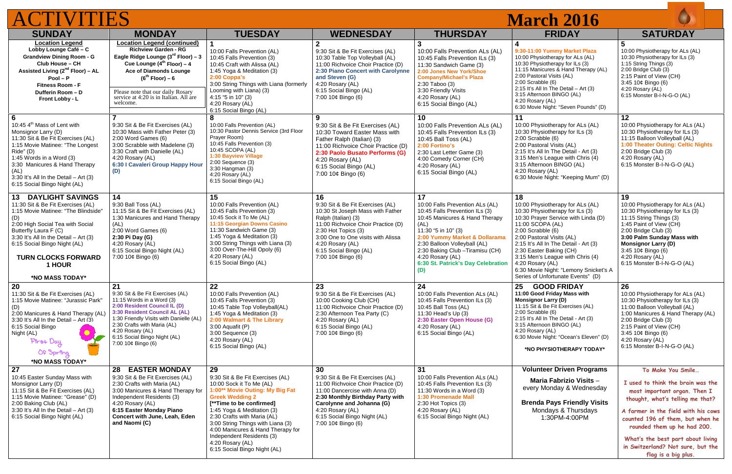# ACTIVITIES

# March 2016

| SUNDAY | MONDAY | TUESDAY | WEDNESDAY | THURSDAY | FRIDAY | SATURDAY |
|---|---|---|---|---|---|---|
| **Location Legend**<br>**Lobby Lounge Café – C**<br>**Grandview Dining Room - G**<br>**Club House – CH**<br>**Assisted Living (2nd Floor) – AL**<br>**Pool – P**<br>**Fitness Room - F**<br>**Dufferin Room – D**<br>**Front Lobby - L** | **Location Legend (continued)**<br>**Richview Garden - RG**<br>**Eagle Ridge Lounge (3rd Floor) – 3**<br>**Cue Lounge (4th Floor) – 4**<br>**Ace of Diamonds Lounge (6th Floor) – 6**<br>Please note that our daily Rosary service at 4:20 is in Italian. All are welcome. | **1**<br>10:00 Falls Prevention (AL)<br>10:45 Falls Prevention (3)<br>10:45 Craft with Alissa (AL)<br>1:45 Yoga & Meditation (3)<br>**2:00 Coppa's**<br>3:00 String Things with Liana (formerly Looming with Liana) (3)<br>4:15 "5 in 10" (3)<br>4:20 Rosary (AL)<br>6:15 Social Bingo (AL) | **2**<br>9:30 Sit & Be Fit Exercises (AL)<br>10:30 Table Top Volleyball (AL)<br>11:00 Richvoice Choir Practice (D)<br>**2:30 Piano Concert with Carolynne and Steven (G)**<br>4:20 Rosary (AL)<br>6:15 Social Bingo (AL)<br>7:00 10¢ Bingo (6) | **3**<br>10:00 Falls Prevention ALs (AL)<br>10:45 Falls Prevention ILs (3)<br>11:30 Sandwich Game (3)<br>**2:00 Jones New York/Shoe Company/Michael's Plaza**<br>2:30 Taboo (3)<br>3:30 Friendly Visits<br>4:20 Rosary (AL)<br>6:15 Social Bingo (AL) | **4**<br>**9:30-11:00 Yummy Market Plaza**<br>10:00 Physiotherapy for ALs (AL)<br>10:30 Physiotherapy for ILs (3)<br>11:15 Manicures & Hand Therapy (AL)<br>2:00 Pastoral Visits (AL)<br>2:00 Scrabble (6)<br>2:15 It's All In The Detail – Art (3)<br>3:15 Afternoon BINGO (AL)<br>4:20 Rosary (AL)<br>6:30 Movie Night: "Seven Pounds" (D) | **5**<br>10:00 Physiotherapy for ALs (AL)<br>10:30 Physiotherapy for ILs (3)<br>1:15 String Things (3)<br>2:00 Bridge Club (3)<br>2:15 Paint of View (CH)<br>3:45 10¢ Bingo (6)<br>4:20 Rosary (AL)<br>6:15 Monster B-I-N-G-O (AL) |
| **6**<br>10:45 4th Mass of Lent with Monsignor Larry (D)<br>11:30 Sit & Be Fit Exercises (AL)<br>1:15 Movie Matinee: "The Longest Ride" (D)<br>1:45 Words in a Word (3)<br>3:30 Manicures & Hand Therapy (AL)<br>3:30 It's All In the Detail – Art (3)<br>6:15 Social Bingo Night (AL) | **7**<br>9:30 Sit & Be Fit Exercises (AL)<br>10:30 Mass with Father Peter (3)<br>2:00 Word Games (6)<br>3:00 Scrabble with Madelene (3)<br>3:30 Craft with Danielle (AL)<br>4:20 Rosary (AL)<br>**6:30 I Cavaleri Group Happy Hour (D)** | **8**<br>10:00 Falls Prevention (AL)<br>10:30 Pastor Dennis Service (3rd Floor Prayer Room)<br>10:45 Falls Prevention (3)<br>10:45 SCOPA (AL)<br>**1:30 Bayview Village**<br>2:00 Sequence (3)<br>3:30 Hangman (3)<br>4:20 Rosary (AL)<br>6:15 Social Bingo (AL) | **9**<br>9:30 Sit & Be Fit Exercises (AL)<br>10:30 Toward Easter Mass with Father Ralph (Italian) (3)<br>11:00 Richvoice Choir Practice (D)<br>**2:30 Paolo Busato Performs (G)**<br>4:20 Rosary (AL)<br>6:15 Social Bingo (AL)<br>7:00 10¢ Bingo (6) | **10**<br>10:00 Falls Prevention ALs (AL)<br>10:45 Falls Prevention ILs (3)<br>10:45 Ball Toss (AL)<br>**2:00 Fortino's**<br>2:30 Last Letter Game (3)<br>4:00 Comedy Corner (CH)<br>4:20 Rosary (AL)<br>6:15 Social Bingo (AL) | **11**<br>10:00 Physiotherapy for ALs (AL)<br>10:30 Physiotherapy for ILs (3)<br>2:00 Scrabble (6)<br>2:00 Pastoral Visits (AL)<br>2:15 It's All In The Detail - Art (3)<br>3:15 Men's League with Chris (4)<br>3:15 Afternoon BINGO (AL)<br>4:20 Rosary (AL)<br>6:30 Movie Night: "Keeping Mum" (D) | **12**<br>10:00 Physiotherapy for ALs (AL)<br>10:30 Physiotherapy for ILs (3)<br>11:15 Balloon Volleyball (AL)<br>**1:00 Theater Outing: Celtic Nights**<br>2:00 Bridge Club (3)<br>4:20 Rosary (AL)<br>6:15 Monster B-I-N-G-O (AL) |
| **13 DAYLIGHT SAVINGS**<br>11:30 Sit & Be Fit Exercises (AL)<br>1:15 Movie Matinee: "The Blindside" (D)<br>2:00 High Social Tea with Social Butterfly Laura F (C)<br>3:30 It's All In the Detail – Art (3)<br>6:15 Social Bingo Night (AL)<br>**TURN CLOCKS FORWARD 1 HOUR**<br>**\*NO MASS TODAY\*** | **14**<br>9:30 Ball Toss (AL)<br>11:15 Sit & Be Fit Exercises (AL)<br>1:30 Manicures and Hand Therapy (AL)<br>2:00 Word Games (6)<br>**2:30 Pi Day (G)**<br>4:20 Rosary (AL)<br>6:15 Social Bingo Night (AL)<br>7:00 10¢ Bingo (6) | **15**<br>10:00 Falls Prevention (AL)<br>10:45 Falls Prevention (3)<br>10:45 Sock it To Me (AL)<br>**11:15 Georgian Downs Casino**<br>11:30 Sandwich Game (3)<br>1:45 Yoga & Meditation (3)<br>3:00 String Things with Liana (3)<br>3:00 Over-The-Hill Opoly (6)<br>4:20 Rosary (AL)<br>6:15 Social Bingo (AL) | **16**<br>9:30 Sit & Be Fit Exercises (AL)<br>10:30 St Joseph Mass with Father Ralph (Italian) (3)<br>11:00 Richvoice Choir Practice (D)<br>2:30 Hot Topics (3)<br>3:00 One to One visits with Alissa<br>4:20 Rosary (AL)<br>6:15 Social Bingo (AL)<br>7:00 10¢ Bingo (6) | **17**<br>10:00 Falls Prevention ALs (AL)<br>10:45 Falls Prevention ILs (3)<br>10:45 Manicures & Hand Therapy (AL)<br>11:30 "5 in 10" (3)<br>**2:00 Yummy Market & Dollarama**<br>2:30 Balloon Volleyball (AL)<br>2:30 Baking Club –Tiramisu (CH)<br>4:20 Rosary (AL)<br>**6:30 St. Patrick's Day Celebration (D)** | **18**<br>10:00 Physiotherapy for ALs (AL)<br>10:30 Physiotherapy for ILs (3)<br>10:30 Prayer Service with Linda (D)<br>11:00 SCOPA (AL)<br>2:00 Scrabble (6)<br>2:00 Pastoral Visits (AL)<br>2:15 It's All In The Detail - Art (3)<br>2:30 Easter Baking (CH)<br>3:15 Men's League with Chris (4)<br>4:20 Rosary (AL)<br>6:30 Movie Night: "Lemony Snicket's A Series of Unfortunate Events" (D) | **19**<br>10:00 Physiotherapy for ALs (AL)<br>10:30 Physiotherapy for ILs (3)<br>11:15 String Things (3)<br>1:45 Paint of View (CH)<br>2:00 Bridge Club (3)<br>**3:00 Palm Sunday Mass with Monsignor Larry (D)**<br>3:45 10¢ Bingo (6)<br>4:20 Rosary (AL)<br>6:15 Monster B-I-N-G-O (AL) |
| **20**<br>11:30 Sit & Be Fit Exercises (AL)<br>1:15 Movie Matinee: "Jurassic Park" (D)<br>2:00 Manicures & Hand Therapy (AL)<br>3:30 It's All In the Detail – Art (3)<br>6:15 Social Bingo Night (AL)<br>First Day Of Spring<br>**\*NO MASS TODAY\*** | **21**<br>9:30 Sit & Be Fit Exercises (AL)<br>11:15 Words in a Word (3)<br>**2:00 Resident Council IL (D)**<br>**3:30 Resident Council AL (AL)**<br>1:30 Friendly Visits with Danielle (AL)<br>2:30 Crafts with Maria (AL)<br>4:20 Rosary (AL)<br>6:15 Social Bingo Night (AL)<br>7:00 10¢ Bingo (6) | **22**<br>10:00 Falls Prevention (AL)<br>10:45 Falls Prevention (3)<br>10:45 Table Top Volleyball(AL)<br>1:45 Yoga & Meditation (3)<br>**2:00 Walmart & The Library**<br>3:00 Aquafit (P)<br>3:00 Sequence (3)<br>4:20 Rosary (AL)<br>6:15 Social Bingo (AL) | **23**<br>9:30 Sit & Be Fit Exercises (AL)<br>10:00 Cooking Club (CH)<br>11:00 Richvoice Choir Practice (D)<br>2:30 Afternoon Tea Party (C)<br>4:20 Rosary (AL)<br>6:15 Social Bingo (AL)<br>7:00 10¢ Bingo (6) | **24**<br>10:00 Falls Prevention ALs (AL)<br>10:45 Falls Prevention ILs (3)<br>10:45 Ball Toss (AL)<br>11:30 Head's Up (3)<br>**2:30 Easter Open House (G)**<br>4:20 Rosary (AL)<br>6:15 Social Bingo (AL) | **25 GOOD FRIDAY**<br>**11:00 Good Friday Mass with Monsignor Larry (D)**<br>11:15 Sit & Be Fit Exercises (AL)<br>2:00 Scrabble (6)<br>2:15 It's All In The Detail - Art (3)<br>3:15 Afternoon BINGO (AL)<br>4:20 Rosary (AL)<br>6:30 Movie Night: "Ocean's Eleven" (D)<br>**\*NO PHYSIOTHERAPY TODAY\*** | **26**<br>10:00 Physiotherapy for ALs (AL)<br>10:30 Physiotherapy for ILs (3)<br>11:00 Balloon Volleyball (AL)<br>1:00 Manicures & Hand Therapy (AL)<br>2:00 Bridge Club (3)<br>2:15 Paint of View (CH)<br>3:45 10¢ Bingo (6)<br>4:20 Rosary (AL)<br>6:15 Monster B-I-N-G-O (AL) |
| **27**<br>10:45 Easter Sunday Mass with Monsignor Larry (D)<br>11:15 Sit & Be Fit Exercises (AL)<br>1:15 Movie Matinee: "Grease" (D)<br>2:00 Baking Club (AL)<br>3:30 It's All In the Detail – Art (3)<br>6:15 Social Bingo Night (AL) | **28 EASTER MONDAY**<br>9:30 Sit & Be Fit Exercises (AL)<br>2:30 Crafts with Maria (AL)<br>3:00 Manicures & Hand Therapy for Independent Residents (3)<br>4:20 Rosary (AL)<br>**6:15 Easter Monday Piano Concert with June, Leah, Eden and Naomi (C)** | **29**<br>9:30 Sit & Be Fit Exercises (AL)<br>10:00 Sock it To Me (AL)<br>**1:00\*\* Movie Outing: My Big Fat Greek Wedding 2**<br>**[\*\*Time to be confirmed]**<br>1:45 Yoga & Meditation (3)<br>2:30 Crafts with Maria (AL)<br>3:00 String Things with Liana (3)<br>4:00 Manicures & Hand Therapy for Independent Residents (3)<br>4:20 Rosary (AL)<br>6:15 Social Bingo Night (AL) | **30**<br>9:30 Sit & Be Fit Exercises (AL)<br>11:00 Richvoice Choir Practice (D)<br>11:00 Dancercise with Anna (D)<br>**2:30 Monthly Birthday Party with Carolynne and Johanna (G)**<br>4:20 Rosary (AL)<br>6:15 Social Bingo Night (AL)<br>7:00 10¢ Bingo (6) | **31**<br>10:00 Falls Prevention ALs (AL)<br>10:45 Falls Prevention ILs (3)<br>11:30 Words in a Word (3)<br>**1:30 Promenade Mall**<br>2:30 Hot Topics (3)<br>4:20 Rosary (AL)<br>6:15 Social Bingo Night (AL) | **Volunteer Driven Programs**<br>**Maria Fabrizio Visits** – every Monday & Wednesday<br>**Brenda Pays Friendly Visits** Mondays & Thursdays 1:30PM-4:00PM | To Make You Smile…<br>I used to think the brain was the most important organ. Then I thought, what's telling me that?<br>A farmer in the field with his cows counted 196 of them, but when he rounded them up he had 200.<br>What's the best part about living in Switzerland? Not sure, but the flag is a big plus. |